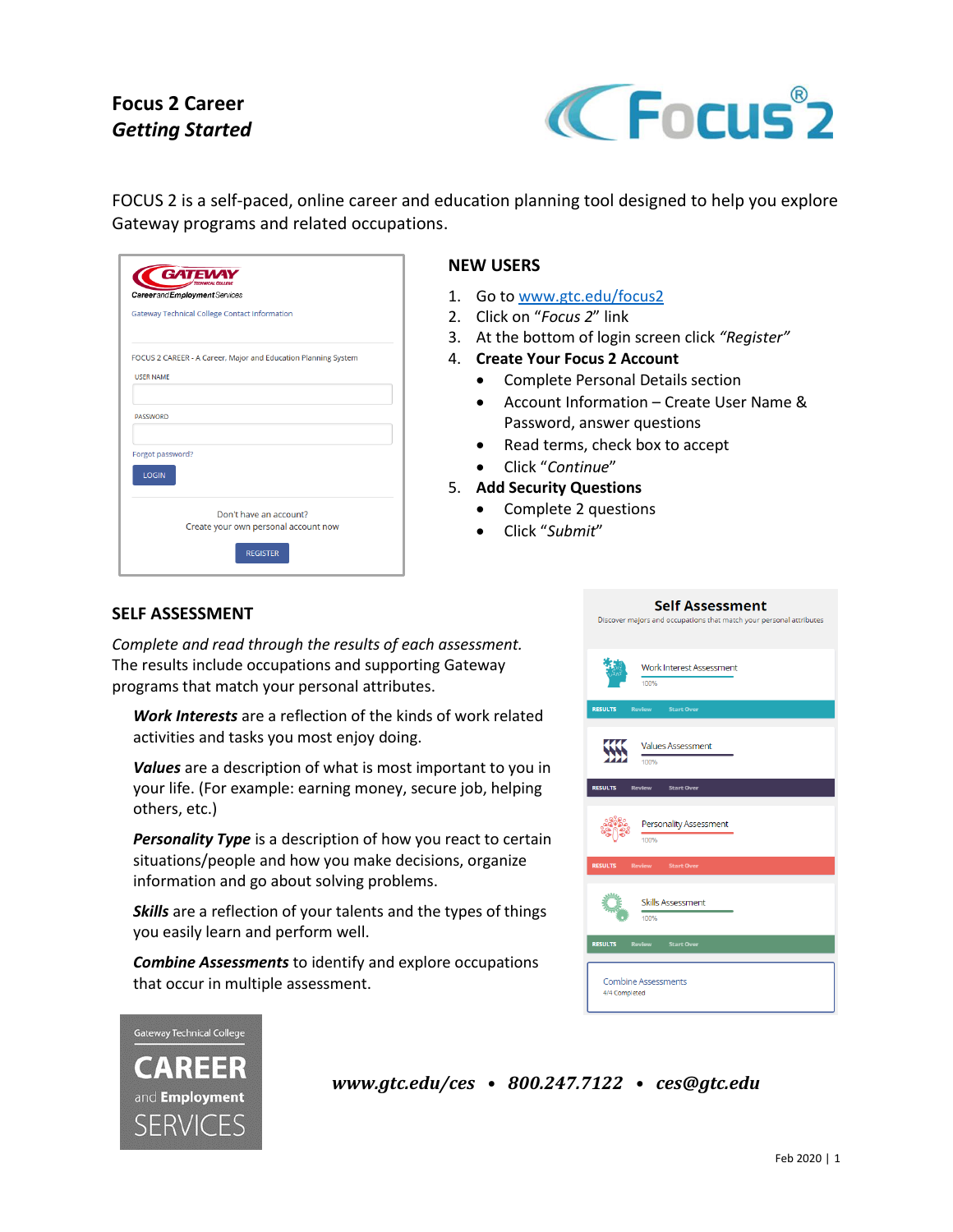# Focus 2 Career

## *Getting Started*

FOCUS 2 is a self-paced, online career and education planning tool designed to help you explore Gateway programs and related occupations.

## NEW USERS

1. Go to www.gtc.edu/focus2
2. Click on "*Focus 2*" link
3. At the bottom of login screen click *"Register"*
4. **Create Your Focus 2 Account**
   - Complete Personal Details section
   - Account Information – Create User Name & Password, answer questions
   - Read terms, check box to accept
   - Click "*Continue*"
5. **Add Security Questions**
   - Complete 2 questions
   - Click "*Submit*"

## SELF ASSESSMENT

*Complete and read through the results of each assessment.* The results include occupations and supporting Gateway programs that match your personal attributes.

***Work Interests*** are a reflection of the kinds of work related activities and tasks you most enjoy doing.

***Values*** are a description of what is most important to you in your life. (For example: earning money, secure job, helping others, etc.)

***Personality Type*** is a description of how you react to certain situations/people and how you make decisions, organize information and go about solving problems.

***Skills*** are a reflection of your talents and the types of things you easily learn and perform well.

***Combine Assessments*** to identify and explore occupations that occur in multiple assessment.

***www.gtc.edu/ces • 800.247.7122 • ces@gtc.edu***

Feb 2020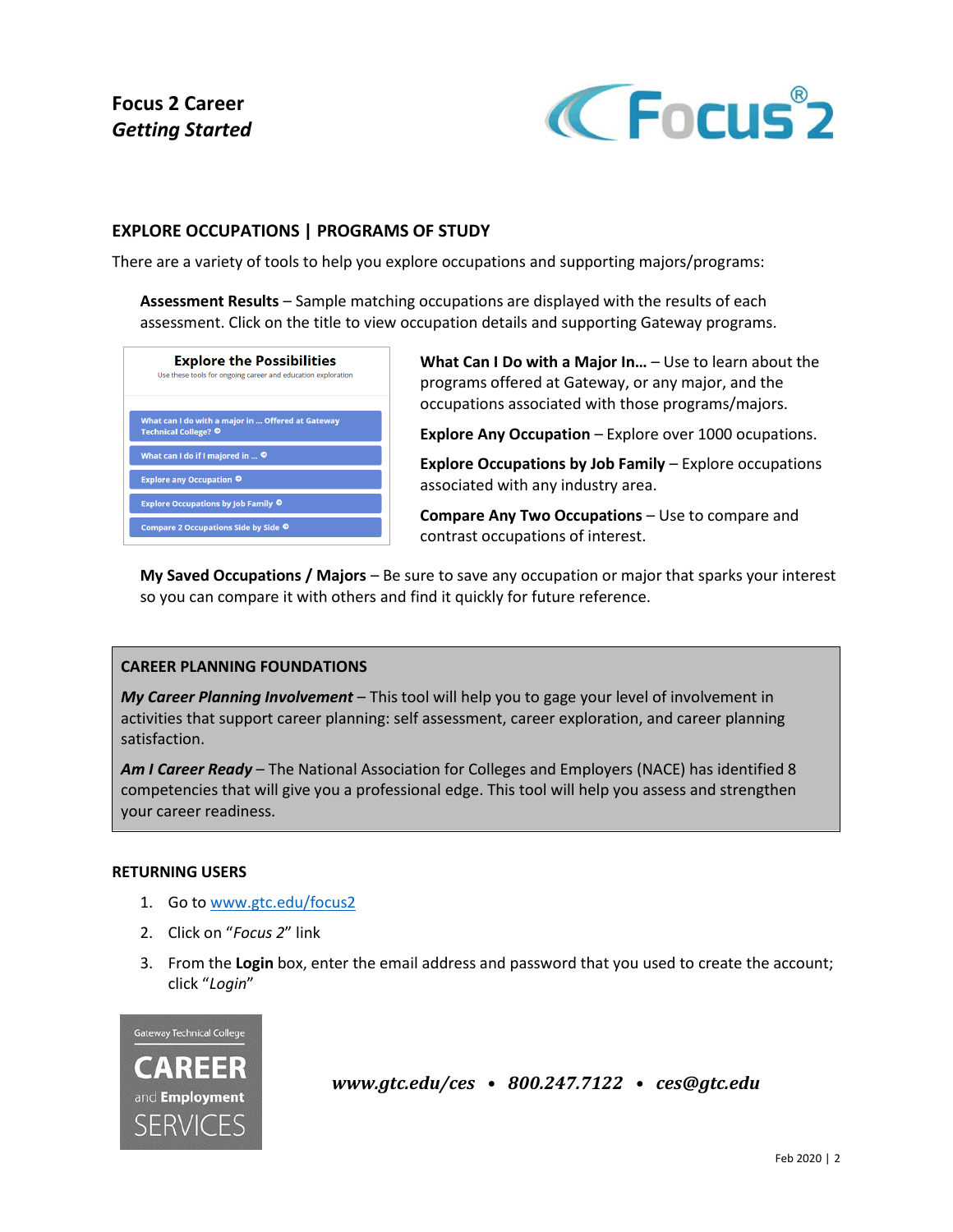# Focus 2 Career
*Getting Started*

## EXPLORE OCCUPATIONS | PROGRAMS OF STUDY

There are a variety of tools to help you explore occupations and supporting majors/programs:

**Assessment Results** – Sample matching occupations are displayed with the results of each assessment. Click on the title to view occupation details and supporting Gateway programs.

Explore the Possibilities
Use these tools for ongoing career and education exploration
What can I do with a major in … Offered at Gateway Technical College?
What can I do if I majored in …
Explore any Occupation
Explore Occupations by Job Family
Compare 2 Occupations Side by Side

**What Can I Do with a Major In…** – Use to learn about the programs offered at Gateway, or any major, and the occupations associated with those programs/majors.

**Explore Any Occupation** – Explore over 1000 ocupations.

**Explore Occupations by Job Family** – Explore occupations associated with any industry area.

**Compare Any Two Occupations** – Use to compare and contrast occupations of interest.

**My Saved Occupations / Majors** – Be sure to save any occupation or major that sparks your interest so you can compare it with others and find it quickly for future reference.

### CAREER PLANNING FOUNDATIONS

***My Career Planning Involvement*** – This tool will help you to gage your level of involvement in activities that support career planning: self assessment, career exploration, and career planning satisfaction.

***Am I Career Ready*** – The National Association for Colleges and Employers (NACE) has identified 8 competencies that will give you a professional edge. This tool will help you assess and strengthen your career readiness.

### RETURNING USERS

1. Go to www.gtc.edu/focus2
2. Click on "*Focus 2*" link
3. From the **Login** box, enter the email address and password that you used to create the account; click "*Login*"

Gateway Technical College CAREER and Employment SERVICES

***www.gtc.edu/ces • 800.247.7122 • ces@gtc.edu***

Feb 2020